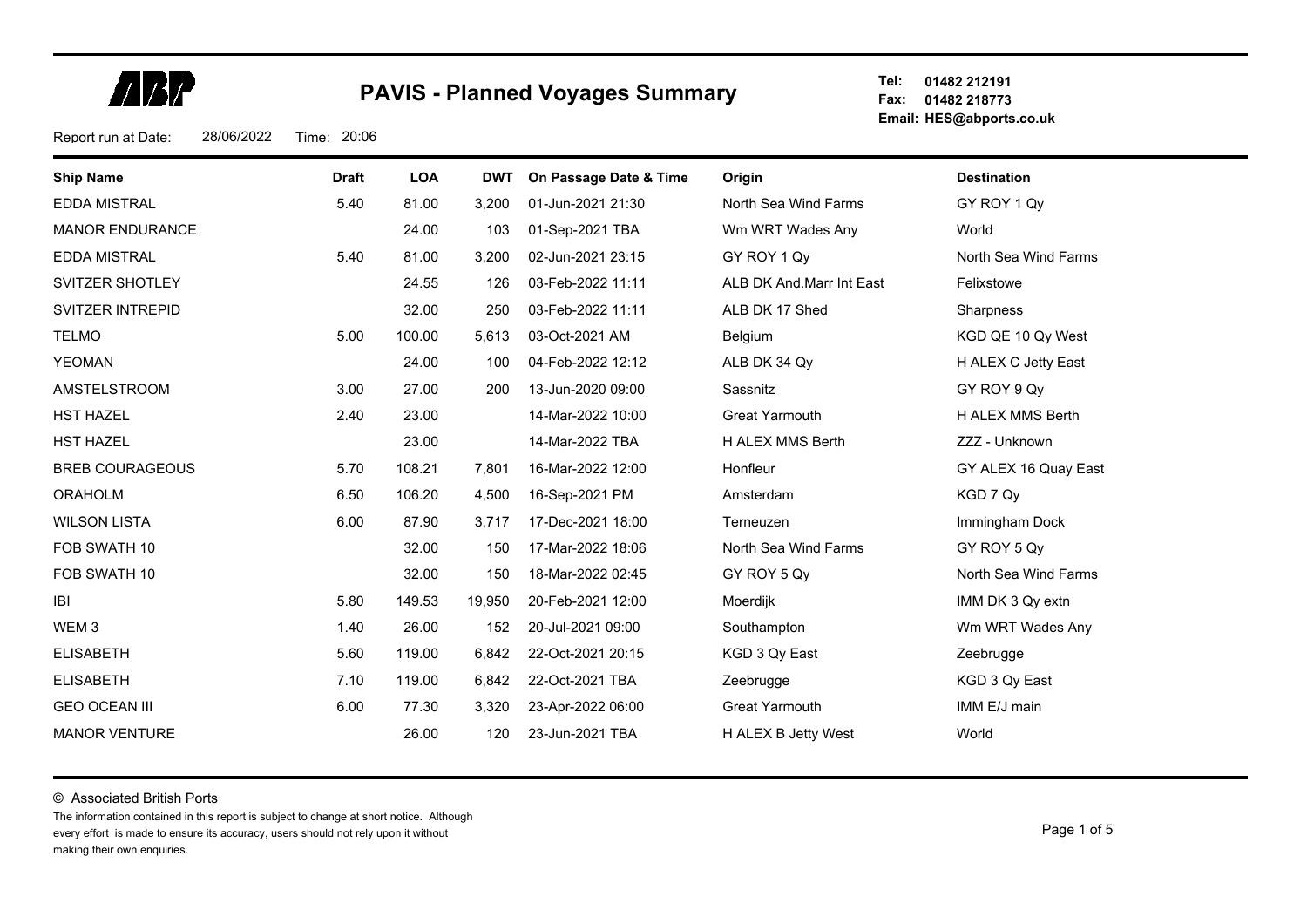# PAVIS - Planned Voyages Summary

**Tel:** 01482 212191
**Fax:** 01482 218773
**Email:** HES@abports.co.uk

Report run at Date: 28/06/2022 Time: 20:06

| Ship Name | Draft | LOA | DWT | On Passage Date & Time | Origin | Destination |
|---|---|---|---|---|---|---|
| EDDA MISTRAL | 5.40 | 81.00 | 3,200 | 01-Jun-2021 21:30 | North Sea Wind Farms | GY ROY 1 Qy |
| MANOR ENDURANCE | | 24.00 | 103 | 01-Sep-2021 TBA | Wm WRT Wades Any | World |
| EDDA MISTRAL | 5.40 | 81.00 | 3,200 | 02-Jun-2021 23:15 | GY ROY 1 Qy | North Sea Wind Farms |
| SVITZER SHOTLEY | | 24.55 | 126 | 03-Feb-2022 11:11 | ALB DK And.Marr Int East | Felixstowe |
| SVITZER INTREPID | | 32.00 | 250 | 03-Feb-2022 11:11 | ALB DK 17 Shed | Sharpness |
| TELMO | 5.00 | 100.00 | 5,613 | 03-Oct-2021 AM | Belgium | KGD QE 10 Qy West |
| YEOMAN | | 24.00 | 100 | 04-Feb-2022 12:12 | ALB DK 34 Qy | H ALEX C Jetty East |
| AMSTELSTROOM | 3.00 | 27.00 | 200 | 13-Jun-2020 09:00 | Sassnitz | GY ROY 9 Qy |
| HST HAZEL | 2.40 | 23.00 | | 14-Mar-2022 10:00 | Great Yarmouth | H ALEX MMS Berth |
| HST HAZEL | | 23.00 | | 14-Mar-2022 TBA | H ALEX MMS Berth | ZZZ - Unknown |
| BREB COURAGEOUS | 5.70 | 108.21 | 7,801 | 16-Mar-2022 12:00 | Honfleur | GY ALEX 16 Quay East |
| ORAHOLM | 6.50 | 106.20 | 4,500 | 16-Sep-2021 PM | Amsterdam | KGD 7 Qy |
| WILSON LISTA | 6.00 | 87.90 | 3,717 | 17-Dec-2021 18:00 | Terneuzen | Immingham Dock |
| FOB SWATH 10 | | 32.00 | 150 | 17-Mar-2022 18:06 | North Sea Wind Farms | GY ROY 5 Qy |
| FOB SWATH 10 | | 32.00 | 150 | 18-Mar-2022 02:45 | GY ROY 5 Qy | North Sea Wind Farms |
| IBI | 5.80 | 149.53 | 19,950 | 20-Feb-2021 12:00 | Moerdijk | IMM DK 3 Qy extn |
| WEM 3 | 1.40 | 26.00 | 152 | 20-Jul-2021 09:00 | Southampton | Wm WRT Wades Any |
| ELISABETH | 5.60 | 119.00 | 6,842 | 22-Oct-2021 20:15 | KGD 3 Qy East | Zeebrugge |
| ELISABETH | 7.10 | 119.00 | 6,842 | 22-Oct-2021 TBA | Zeebrugge | KGD 3 Qy East |
| GEO OCEAN III | 6.00 | 77.30 | 3,320 | 23-Apr-2022 06:00 | Great Yarmouth | IMM E/J main |
| MANOR VENTURE | | 26.00 | 120 | 23-Jun-2021 TBA | H ALEX B Jetty West | World |

© Associated British Ports

The information contained in this report is subject to change at short notice. Although every effort is made to ensure its accuracy, users should not rely upon it without making their own enquiries.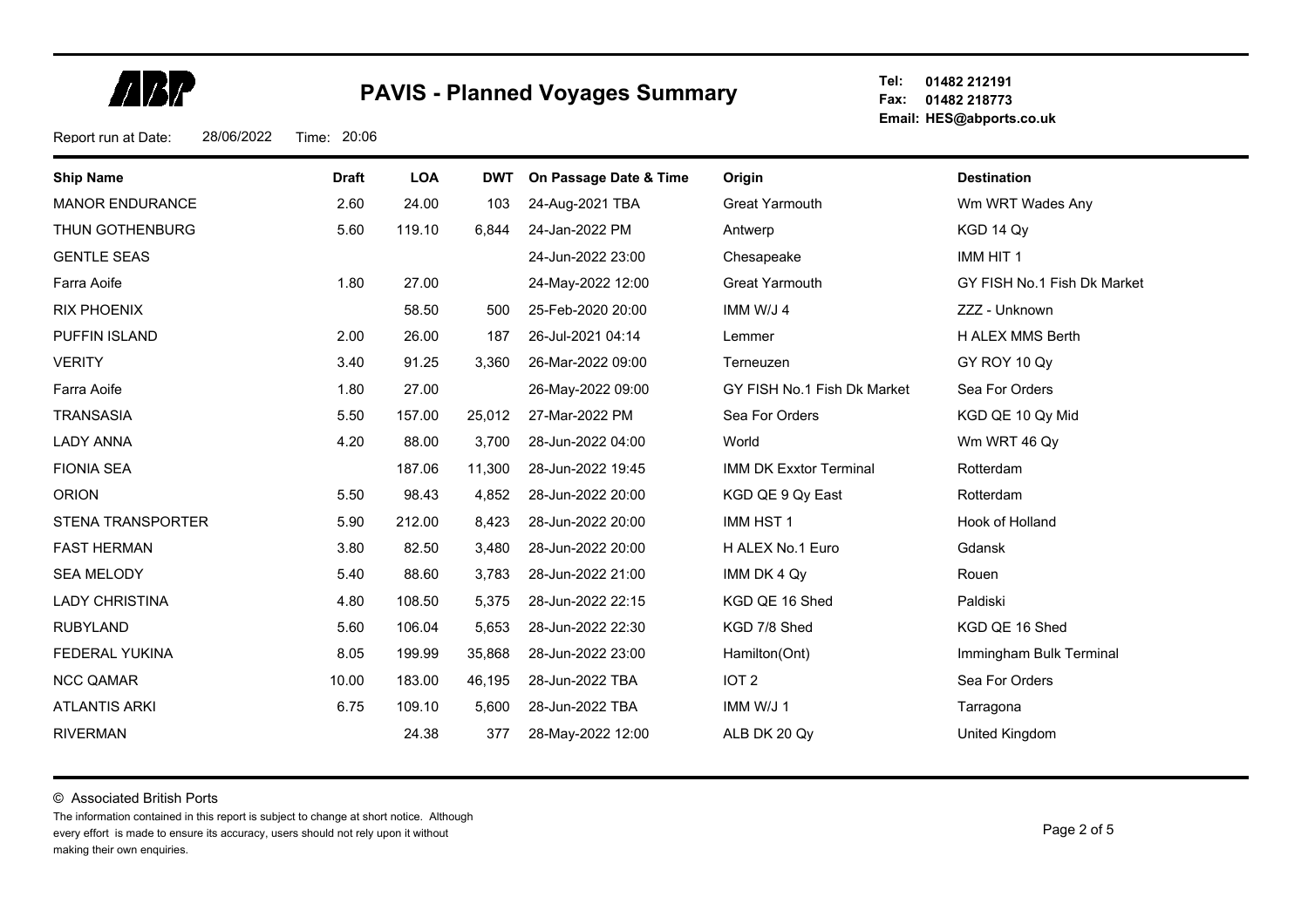# PAVIS - Planned Voyages Summary

Tel: 01482 212191
Fax: 01482 218773
Email: HES@abports.co.uk

Report run at Date: 28/06/2022 Time: 20:06

| Ship Name | Draft | LOA | DWT | On Passage Date & Time | Origin | Destination |
|---|---|---|---|---|---|---|
| MANOR ENDURANCE | 2.60 | 24.00 | 103 | 24-Aug-2021 TBA | Great Yarmouth | Wm WRT Wades Any |
| THUN GOTHENBURG | 5.60 | 119.10 | 6,844 | 24-Jan-2022 PM | Antwerp | KGD 14 Qy |
| GENTLE SEAS | | | | 24-Jun-2022 23:00 | Chesapeake | IMM HIT 1 |
| Farra Aoife | 1.80 | 27.00 | | 24-May-2022 12:00 | Great Yarmouth | GY FISH No.1 Fish Dk Market |
| RIX PHOENIX | | 58.50 | 500 | 25-Feb-2020 20:00 | IMM W/J 4 | ZZZ - Unknown |
| PUFFIN ISLAND | 2.00 | 26.00 | 187 | 26-Jul-2021 04:14 | Lemmer | H ALEX MMS Berth |
| VERITY | 3.40 | 91.25 | 3,360 | 26-Mar-2022 09:00 | Terneuzen | GY ROY 10 Qy |
| Farra Aoife | 1.80 | 27.00 | | 26-May-2022 09:00 | GY FISH No.1 Fish Dk Market | Sea For Orders |
| TRANSASIA | 5.50 | 157.00 | 25,012 | 27-Mar-2022 PM | Sea For Orders | KGD QE 10 Qy Mid |
| LADY ANNA | 4.20 | 88.00 | 3,700 | 28-Jun-2022 04:00 | World | Wm WRT 46 Qy |
| FIONIA SEA | | 187.06 | 11,300 | 28-Jun-2022 19:45 | IMM DK Exxtor Terminal | Rotterdam |
| ORION | 5.50 | 98.43 | 4,852 | 28-Jun-2022 20:00 | KGD QE 9 Qy East | Rotterdam |
| STENA TRANSPORTER | 5.90 | 212.00 | 8,423 | 28-Jun-2022 20:00 | IMM HST 1 | Hook of Holland |
| FAST HERMAN | 3.80 | 82.50 | 3,480 | 28-Jun-2022 20:00 | H ALEX No.1 Euro | Gdansk |
| SEA MELODY | 5.40 | 88.60 | 3,783 | 28-Jun-2022 21:00 | IMM DK 4 Qy | Rouen |
| LADY CHRISTINA | 4.80 | 108.50 | 5,375 | 28-Jun-2022 22:15 | KGD QE 16 Shed | Paldiski |
| RUBYLAND | 5.60 | 106.04 | 5,653 | 28-Jun-2022 22:30 | KGD 7/8 Shed | KGD QE 16 Shed |
| FEDERAL YUKINA | 8.05 | 199.99 | 35,868 | 28-Jun-2022 23:00 | Hamilton(Ont) | Immingham Bulk Terminal |
| NCC QAMAR | 10.00 | 183.00 | 46,195 | 28-Jun-2022 TBA | IOT 2 | Sea For Orders |
| ATLANTIS ARKI | 6.75 | 109.10 | 5,600 | 28-Jun-2022 TBA | IMM W/J 1 | Tarragona |
| RIVERMAN | | 24.38 | 377 | 28-May-2022 12:00 | ALB DK 20 Qy | United Kingdom |

© Associated British Ports

The information contained in this report is subject to change at short notice. Although every effort is made to ensure its accuracy, users should not rely upon it without making their own enquiries.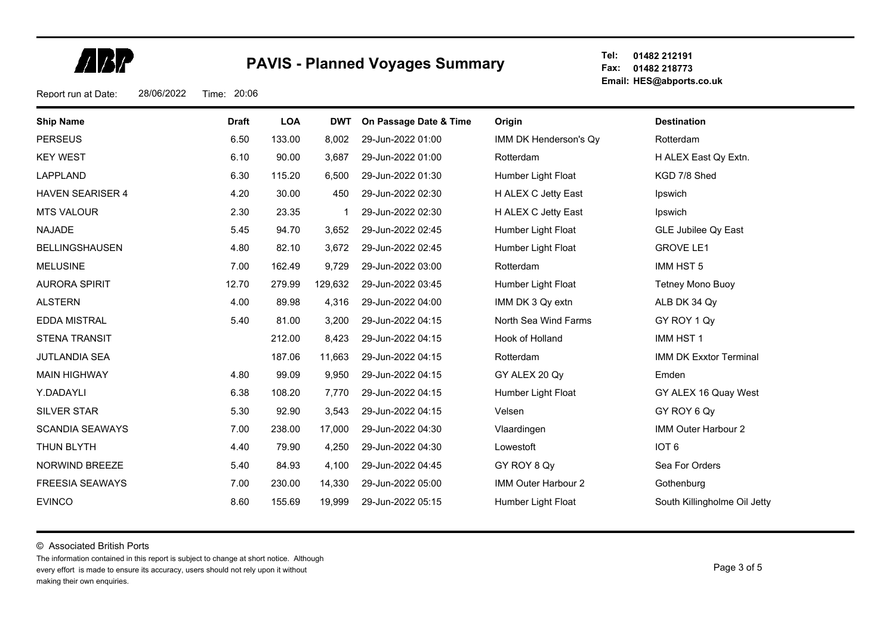# PAVIS - Planned Voyages Summary

**Tel:** 01482 212191
**Fax:** 01482 218773
**Email:** HES@abports.co.uk

Report run at Date: 28/06/2022 Time: 20:06

| Ship Name | Draft | LOA | DWT | On Passage Date & Time | Origin | Destination |
|---|---|---|---|---|---|---|
| PERSEUS | 6.50 | 133.00 | 8,002 | 29-Jun-2022 01:00 | IMM DK Henderson's Qy | Rotterdam |
| KEY WEST | 6.10 | 90.00 | 3,687 | 29-Jun-2022 01:00 | Rotterdam | H ALEX East Qy Extn. |
| LAPPLAND | 6.30 | 115.20 | 6,500 | 29-Jun-2022 01:30 | Humber Light Float | KGD 7/8 Shed |
| HAVEN SEARISER 4 | 4.20 | 30.00 | 450 | 29-Jun-2022 02:30 | H ALEX C Jetty East | Ipswich |
| MTS VALOUR | 2.30 | 23.35 | 1 | 29-Jun-2022 02:30 | H ALEX C Jetty East | Ipswich |
| NAJADE | 5.45 | 94.70 | 3,652 | 29-Jun-2022 02:45 | Humber Light Float | GLE Jubilee Qy East |
| BELLINGSHAUSEN | 4.80 | 82.10 | 3,672 | 29-Jun-2022 02:45 | Humber Light Float | GROVE LE1 |
| MELUSINE | 7.00 | 162.49 | 9,729 | 29-Jun-2022 03:00 | Rotterdam | IMM HST 5 |
| AURORA SPIRIT | 12.70 | 279.99 | 129,632 | 29-Jun-2022 03:45 | Humber Light Float | Tetney Mono Buoy |
| ALSTERN | 4.00 | 89.98 | 4,316 | 29-Jun-2022 04:00 | IMM DK 3 Qy extn | ALB DK 34 Qy |
| EDDA MISTRAL | 5.40 | 81.00 | 3,200 | 29-Jun-2022 04:15 | North Sea Wind Farms | GY ROY 1 Qy |
| STENA TRANSIT | | 212.00 | 8,423 | 29-Jun-2022 04:15 | Hook of Holland | IMM HST 1 |
| JUTLANDIA SEA | | 187.06 | 11,663 | 29-Jun-2022 04:15 | Rotterdam | IMM DK Exxtor Terminal |
| MAIN HIGHWAY | 4.80 | 99.09 | 9,950 | 29-Jun-2022 04:15 | GY ALEX 20 Qy | Emden |
| Y.DADAYLI | 6.38 | 108.20 | 7,770 | 29-Jun-2022 04:15 | Humber Light Float | GY ALEX 16 Quay West |
| SILVER STAR | 5.30 | 92.90 | 3,543 | 29-Jun-2022 04:15 | Velsen | GY ROY 6 Qy |
| SCANDIA SEAWAYS | 7.00 | 238.00 | 17,000 | 29-Jun-2022 04:30 | Vlaardingen | IMM Outer Harbour 2 |
| THUN BLYTH | 4.40 | 79.90 | 4,250 | 29-Jun-2022 04:30 | Lowestoft | IOT 6 |
| NORWIND BREEZE | 5.40 | 84.93 | 4,100 | 29-Jun-2022 04:45 | GY ROY 8 Qy | Sea For Orders |
| FREESIA SEAWAYS | 7.00 | 230.00 | 14,330 | 29-Jun-2022 05:00 | IMM Outer Harbour 2 | Gothenburg |
| EVINCO | 8.60 | 155.69 | 19,999 | 29-Jun-2022 05:15 | Humber Light Float | South Killingholme Oil Jetty |

© Associated British Ports

The information contained in this report is subject to change at short notice. Although every effort is made to ensure its accuracy, users should not rely upon it without making their own enquiries.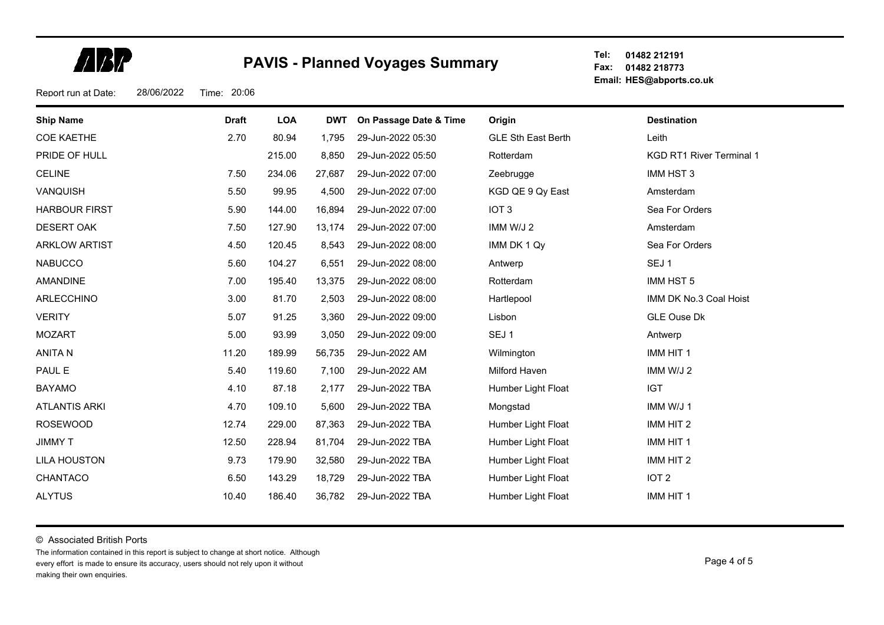# PAVIS - Planned Voyages Summary

**Tel:** 01482 212191
**Fax:** 01482 218773
**Email:** HES@abports.co.uk

Report run at Date: 28/06/2022 Time: 20:06

| Ship Name | Draft | LOA | DWT | On Passage Date & Time | Origin | Destination |
|---|---|---|---|---|---|---|
| COE KAETHE | 2.70 | 80.94 | 1,795 | 29-Jun-2022 05:30 | GLE Sth East Berth | Leith |
| PRIDE OF HULL | | 215.00 | 8,850 | 29-Jun-2022 05:50 | Rotterdam | KGD RT1 River Terminal 1 |
| CELINE | 7.50 | 234.06 | 27,687 | 29-Jun-2022 07:00 | Zeebrugge | IMM HST 3 |
| VANQUISH | 5.50 | 99.95 | 4,500 | 29-Jun-2022 07:00 | KGD QE 9 Qy East | Amsterdam |
| HARBOUR FIRST | 5.90 | 144.00 | 16,894 | 29-Jun-2022 07:00 | IOT 3 | Sea For Orders |
| DESERT OAK | 7.50 | 127.90 | 13,174 | 29-Jun-2022 07:00 | IMM W/J 2 | Amsterdam |
| ARKLOW ARTIST | 4.50 | 120.45 | 8,543 | 29-Jun-2022 08:00 | IMM DK 1 Qy | Sea For Orders |
| NABUCCO | 5.60 | 104.27 | 6,551 | 29-Jun-2022 08:00 | Antwerp | SEJ 1 |
| AMANDINE | 7.00 | 195.40 | 13,375 | 29-Jun-2022 08:00 | Rotterdam | IMM HST 5 |
| ARLECCHINO | 3.00 | 81.70 | 2,503 | 29-Jun-2022 08:00 | Hartlepool | IMM DK No.3 Coal Hoist |
| VERITY | 5.07 | 91.25 | 3,360 | 29-Jun-2022 09:00 | Lisbon | GLE Ouse Dk |
| MOZART | 5.00 | 93.99 | 3,050 | 29-Jun-2022 09:00 | SEJ 1 | Antwerp |
| ANITA N | 11.20 | 189.99 | 56,735 | 29-Jun-2022 AM | Wilmington | IMM HIT 1 |
| PAUL E | 5.40 | 119.60 | 7,100 | 29-Jun-2022 AM | Milford Haven | IMM W/J 2 |
| BAYAMO | 4.10 | 87.18 | 2,177 | 29-Jun-2022 TBA | Humber Light Float | IGT |
| ATLANTIS ARKI | 4.70 | 109.10 | 5,600 | 29-Jun-2022 TBA | Mongstad | IMM W/J 1 |
| ROSEWOOD | 12.74 | 229.00 | 87,363 | 29-Jun-2022 TBA | Humber Light Float | IMM HIT 2 |
| JIMMY T | 12.50 | 228.94 | 81,704 | 29-Jun-2022 TBA | Humber Light Float | IMM HIT 1 |
| LILA HOUSTON | 9.73 | 179.90 | 32,580 | 29-Jun-2022 TBA | Humber Light Float | IMM HIT 2 |
| CHANTACO | 6.50 | 143.29 | 18,729 | 29-Jun-2022 TBA | Humber Light Float | IOT 2 |
| ALYTUS | 10.40 | 186.40 | 36,782 | 29-Jun-2022 TBA | Humber Light Float | IMM HIT 1 |

© Associated British Ports

The information contained in this report is subject to change at short notice. Although every effort is made to ensure its accuracy, users should not rely upon it without making their own enquiries.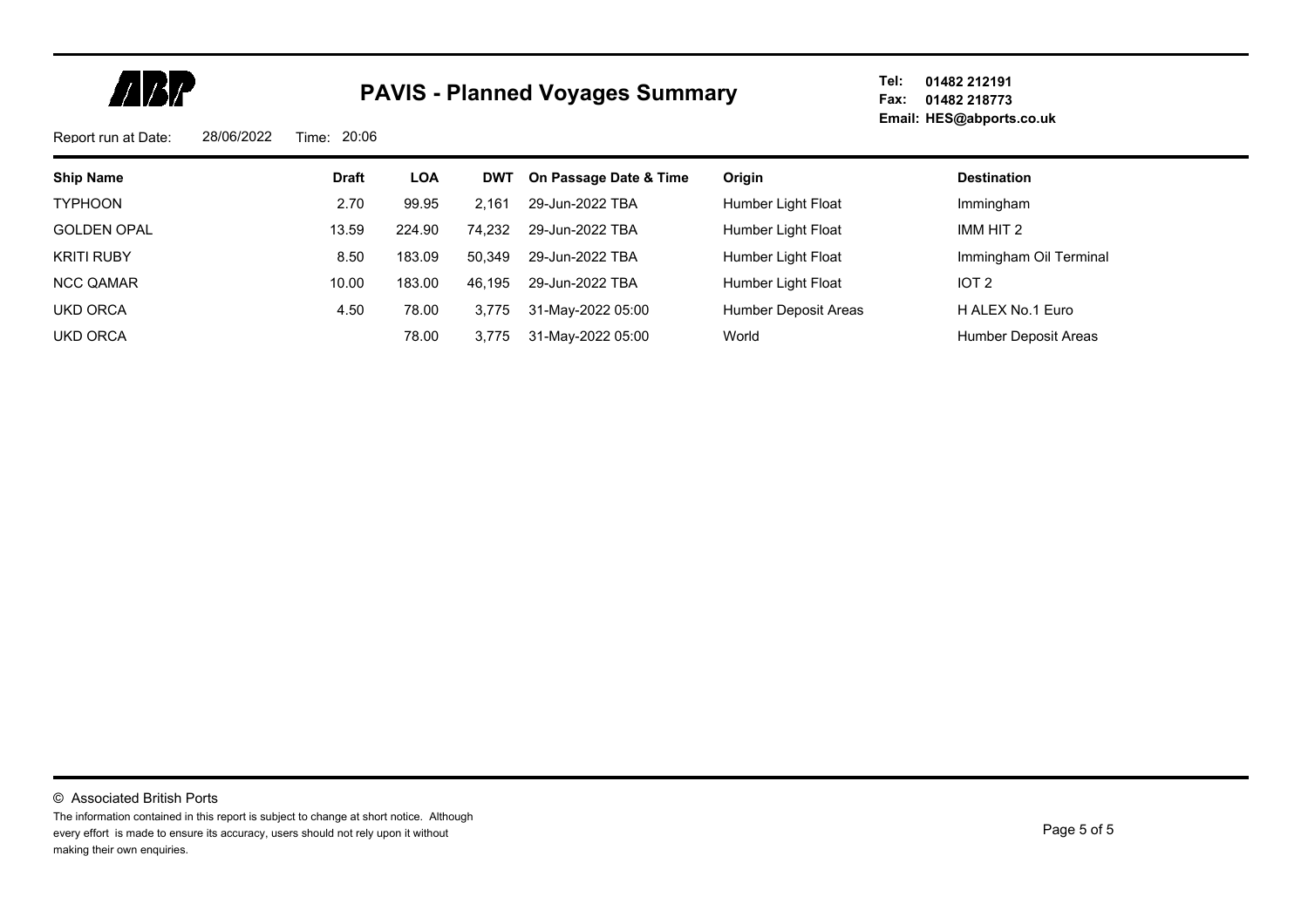# PAVIS - Planned Voyages Summary

**Tel:** 01482 212191
**Fax:** 01482 218773
**Email:** HES@abports.co.uk

Report run at Date: 28/06/2022 Time: 20:06

| Ship Name | Draft | LOA | DWT | On Passage Date & Time | Origin | Destination |
|---|---|---|---|---|---|---|
| TYPHOON | 2.70 | 99.95 | 2,161 | 29-Jun-2022 TBA | Humber Light Float | Immingham |
| GOLDEN OPAL | 13.59 | 224.90 | 74,232 | 29-Jun-2022 TBA | Humber Light Float | IMM HIT 2 |
| KRITI RUBY | 8.50 | 183.09 | 50,349 | 29-Jun-2022 TBA | Humber Light Float | Immingham Oil Terminal |
| NCC QAMAR | 10.00 | 183.00 | 46,195 | 29-Jun-2022 TBA | Humber Light Float | IOT 2 |
| UKD ORCA | 4.50 | 78.00 | 3,775 | 31-May-2022 05:00 | Humber Deposit Areas | H ALEX No.1 Euro |
| UKD ORCA | | 78.00 | 3,775 | 31-May-2022 05:00 | World | Humber Deposit Areas |

© Associated British Ports

The information contained in this report is subject to change at short notice. Although every effort is made to ensure its accuracy, users should not rely upon it without making their own enquiries.